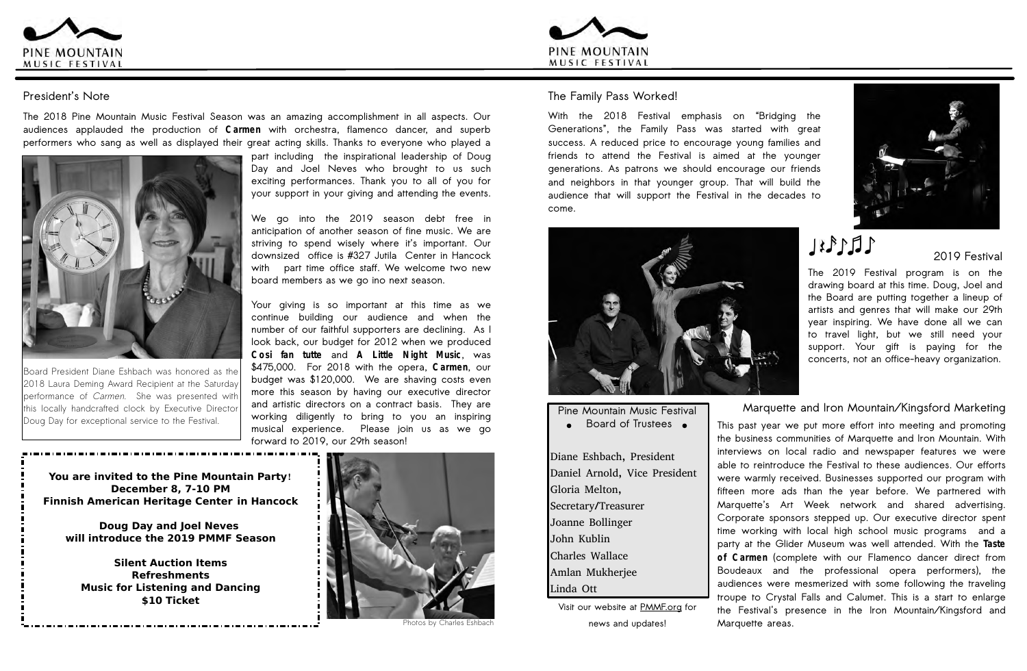# PINE MOUNTAIN MUSIC FESTIVAL

## President's Note

The 2018 Pine Mountain Music Festival Season was an amazing accomplishment in all aspects. Our audiences applauded the production of **Carmen** with orchestra, flamenco dancer, and superb performers who sang as well as displayed their great acting skills. Thanks to everyone who played a part including the inspirational leadership of Doug Day and Joel Neves who brought to us such exciting performances. Thank you to all of you for your support in your giving and attending the events.

We go into the 2019 season debt free in anticipation of another season of fine music. We are striving to spend wisely where it's important. Our downsized office is #327 Jutila Center in Hancock with part time office staff. We welcome two new board members as we go ino next season.

Your giving is so important at this time as we continue building our audience and when the number of our faithful supporters are declining. As I look back, our budget for 2012 when we produced **Cosi fan tutte** and **A Little Night Music**, was $475,000. For 2018 with the opera, **Carmen**, our budget was $120,000. We are shaving costs even more this season by having our executive director and artistic directors on a contract basis. They are working diligently to bring to you an inspiring musical experience. Please join us as we go forward to 2019, our 29th season!

Board President Diane Eshbach was honored as the 2018 Laura Deming Award Recipient at the Saturday performance of *Carmen*. She was presented with this locally handcrafted clock by Executive Director Doug Day for exceptional service to the Festival.

**You are invited to the Pine Mountain Party!**
**December 8, 7-10 PM**
**Finnish American Heritage Center in Hancock**

**Doug Day and Joel Neves will introduce the 2019 PMMF Season**

**Silent Auction Items**
**Refreshments**
**Music for Listening and Dancing**
**$10 Ticket**

Photos by Charles Eshbach

## The Family Pass Worked!

With the 2018 Festival emphasis on "Bridging the Generations", the Family Pass was started with great success. A reduced price to encourage young families and friends to attend the Festival is aimed at the younger generations. As patrons we should encourage our friends and neighbors in that younger group. That will build the audience that will support the Festival in the decades to come.

## 2019 Festival

The 2019 Festival program is on the drawing board at this time. Doug, Joel and the Board are putting together a lineup of artists and genres that will make our 29th year inspiring. We have done all we can to travel light, but we still need your support. Your gift is paying for the concerts, not an office-heavy organization.

## Pine Mountain Music Festival Board of Trustees

- Diane Eshbach, President
- Daniel Arnold, Vice President
- Gloria Melton, Secretary/Treasurer
- Joanne Bollinger
- John Kublin
- Charles Wallace
- Amlan Mukherjee
- Linda Ott

Visit our website at PMMF.org for news and updates!

## Marquette and Iron Mountain/Kingsford Marketing

This past year we put more effort into meeting and promoting the business communities of Marquette and Iron Mountain. With interviews on local radio and newspaper features we were able to reintroduce the Festival to these audiences. Our efforts were warmly received. Businesses supported our program with fifteen more ads than the year before. We partnered with Marquette's Art Week network and shared advertising. Corporate sponsors stepped up. Our executive director spent time working with local high school music programs and a party at the Glider Museum was well attended. With the **Taste of Carmen** (complete with our Flamenco dancer direct from Boudeaux and the professional opera performers), the audiences were mesmerized with some following the traveling troupe to Crystal Falls and Calumet. This is a start to enlarge the Festival's presence in the Iron Mountain/Kingsford and Marquette areas.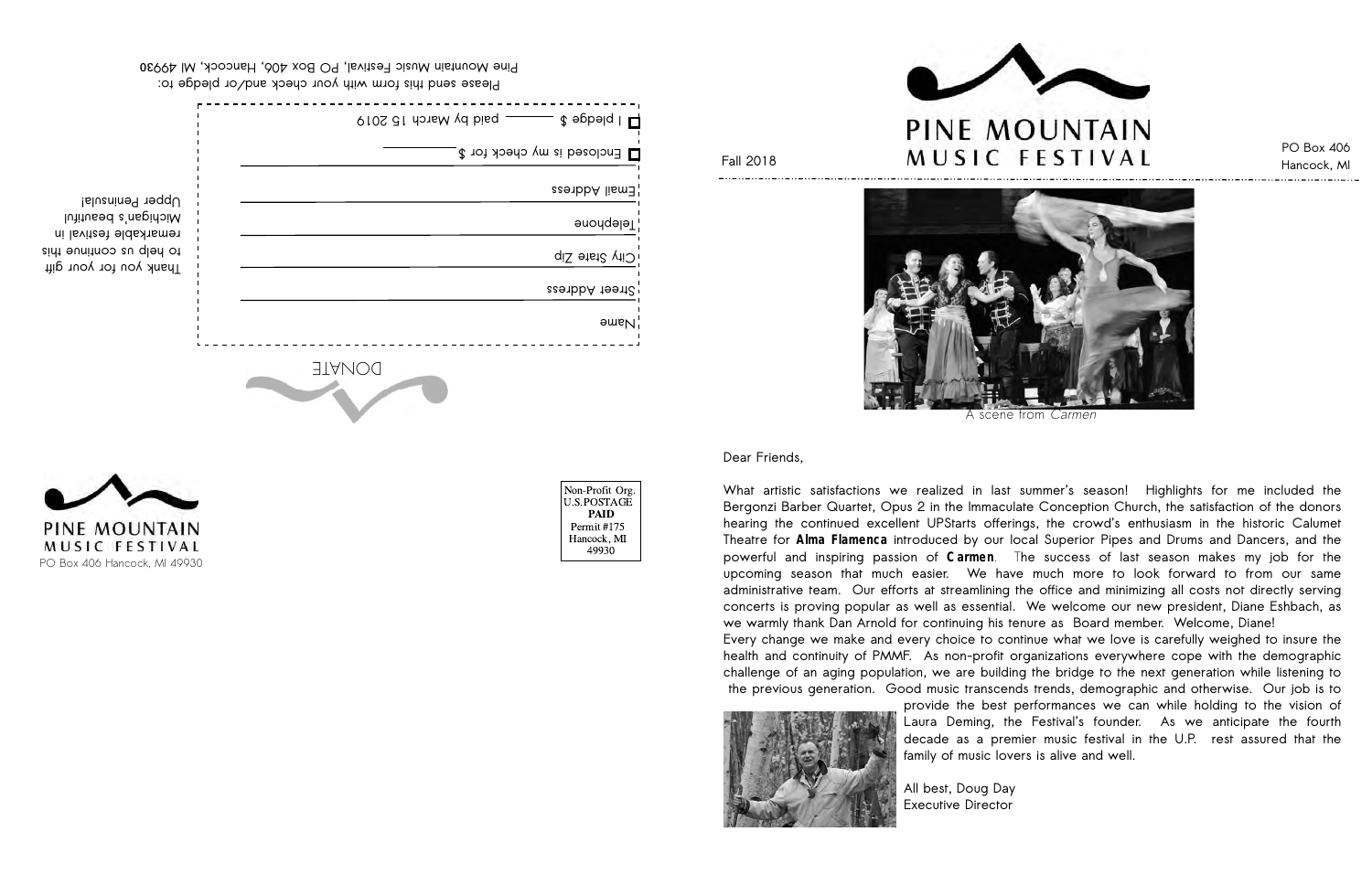Please send this form with your check and/or pledge to:
Pine Mountain Music Festival, PO Box 406, Hancock, MI 49930

☐ I pledge $ ______ paid by March 15 2019

☐ Enclosed is my check for $ ______

Email Address

Telephone

City State Zip

Street Address

Name

Thank you for your gift to help us continue this remarkable festival in Michigan's beautiful Upper Peninsula!

DONATE

PINE MOUNTAIN MUSIC FESTIVAL
PO Box 406 Hancock, MI 49930

Non-Profit Org.
U.S.POSTAGE
**PAID**
Permit #175
Hancock, MI
49930

Fall 2018

# PINE MOUNTAIN MUSIC FESTIVAL

PO Box 406
Hancock, MI

A scene from *Carmen*

Dear Friends,

What artistic satisfactions we realized in last summer's season! Highlights for me included the Bergonzi Barber Quartet, Opus 2 in the Immaculate Conception Church, the satisfaction of the donors hearing the continued excellent UPStarts offerings, the crowd's enthusiasm in the historic Calumet Theatre for **Alma Flamenca** introduced by our local Superior Pipes and Drums and Dancers, and the powerful and inspiring passion of **Carmen**. The success of last season makes my job for the upcoming season that much easier. We have much more to look forward to from our same administrative team. Our efforts at streamlining the office and minimizing all costs not directly serving concerts is proving popular as well as essential. We welcome our new president, Diane Eshbach, as we warmly thank Dan Arnold for continuing his tenure as Board member. Welcome, Diane!

Every change we make and every choice to continue what we love is carefully weighed to insure the health and continuity of PMMF. As non-profit organizations everywhere cope with the demographic challenge of an aging population, we are building the bridge to the next generation while listening to the previous generation. Good music transcends trends, demographic and otherwise. Our job is to provide the best performances we can while holding to the vision of Laura Deming, the Festival's founder. As we anticipate the fourth decade as a premier music festival in the U.P. rest assured that the family of music lovers is alive and well.

All best, Doug Day
Executive Director